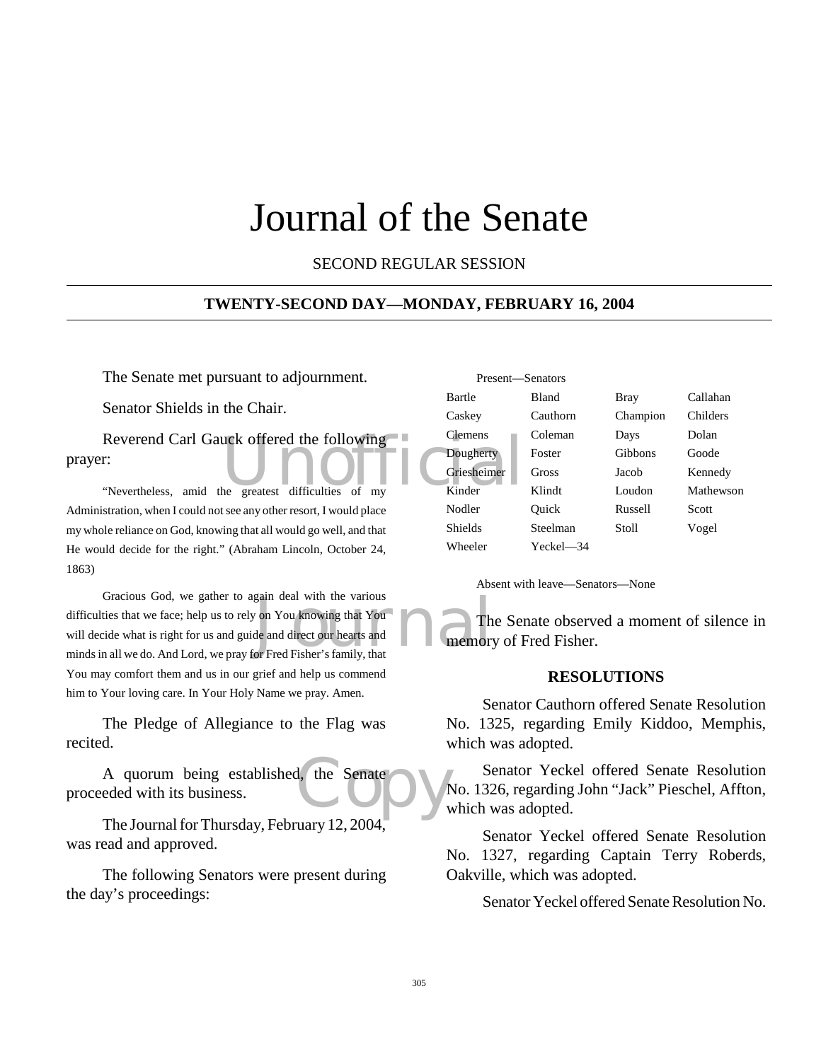# Journal of the Senate

SECOND REGULAR SESSION

## TWENTY-SECOND DAY—MONDAY, FEBRUARY 16, 2004

The Senate met pursuant to adjournment.

Senator Shields in the Chair.

Reverend Carl Gauck offered the following prayer:

"Nevertheless, amid the greatest difficulties of my Administration, when I could not see any other resort, I would place my whole reliance on God, knowing that all would go well, and that He would decide for the right." (Abraham Lincoln, October 24, 1863)

Gracious God, we gather to again deal with the various difficulties that we face; help us to rely on You knowing that You will decide what is right for us and guide and direct our hearts and minds in all we do. And Lord, we pray for Fred Fisher's family, that You may comfort them and us in our grief and help us commend him to Your loving care. In Your Holy Name we pray. Amen.

The Pledge of Allegiance to the Flag was recited.

A quorum being established, the Senate proceeded with its business.

The Journal for Thursday, February 12, 2004, was read and approved.

The following Senators were present during the day's proceedings:

Present—Senators

| | | | |
|---|---|---|---|
| Bartle | Bland | Bray | Callahan |
| Caskey | Cauthorn | Champion | Childers |
| Clemens | Coleman | Days | Dolan |
| Dougherty | Foster | Gibbons | Goode |
| Griesheimer | Gross | Jacob | Kennedy |
| Kinder | Klindt | Loudon | Mathewson |
| Nodler | Quick | Russell | Scott |
| Shields | Steelman | Stoll | Vogel |
| Wheeler | Yeckel—34 | | |

Absent with leave—Senators—None

The Senate observed a moment of silence in memory of Fred Fisher.

### RESOLUTIONS

Senator Cauthorn offered Senate Resolution No. 1325, regarding Emily Kiddoo, Memphis, which was adopted.

Senator Yeckel offered Senate Resolution No. 1326, regarding John "Jack" Pieschel, Affton, which was adopted.

Senator Yeckel offered Senate Resolution No. 1327, regarding Captain Terry Roberds, Oakville, which was adopted.

Senator Yeckel offered Senate Resolution No.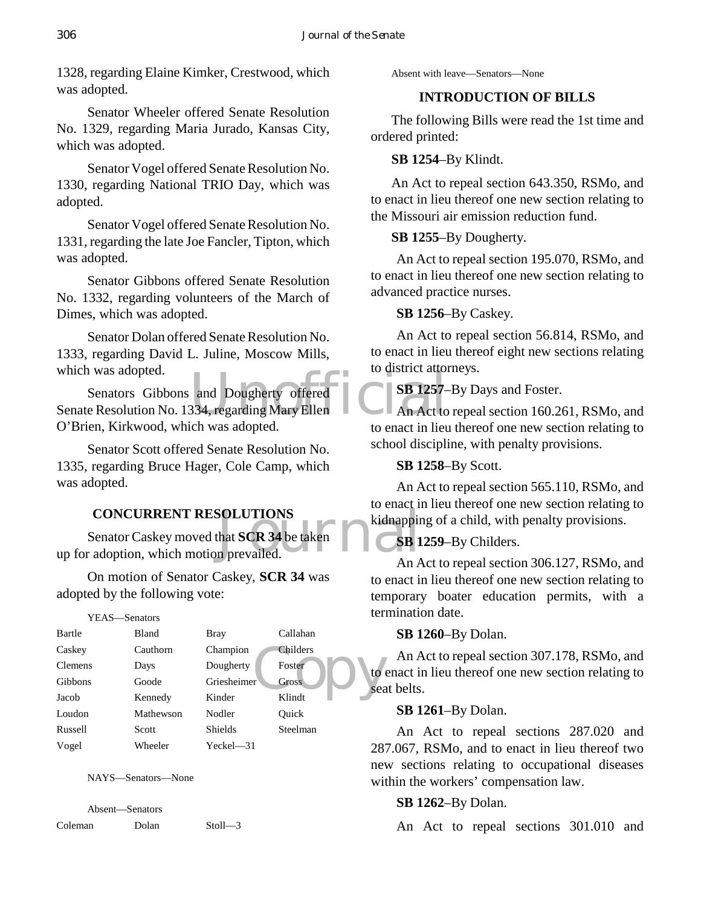1328, regarding Elaine Kimker, Crestwood, which was adopted.

Senator Wheeler offered Senate Resolution No. 1329, regarding Maria Jurado, Kansas City, which was adopted.

Senator Vogel offered Senate Resolution No. 1330, regarding National TRIO Day, which was adopted.

Senator Vogel offered Senate Resolution No. 1331, regarding the late Joe Fancler, Tipton, which was adopted.

Senator Gibbons offered Senate Resolution No. 1332, regarding volunteers of the March of Dimes, which was adopted.

Senator Dolan offered Senate Resolution No. 1333, regarding David L. Juline, Moscow Mills, which was adopted.

Senators Gibbons and Dougherty offered Senate Resolution No. 1334, regarding Mary Ellen O'Brien, Kirkwood, which was adopted.

Senator Scott offered Senate Resolution No. 1335, regarding Bruce Hager, Cole Camp, which was adopted.

## CONCURRENT RESOLUTIONS

Senator Caskey moved that **SCR 34** be taken up for adoption, which motion prevailed.

On motion of Senator Caskey, **SCR 34** was adopted by the following vote:

YEAS—Senators

| | | | |
|---|---|---|---|
| Bartle | Bland | Bray | Callahan |
| Caskey | Cauthorn | Champion | Childers |
| Clemens | Days | Dougherty | Foster |
| Gibbons | Goode | Griesheimer | Gross |
| Jacob | Kennedy | Kinder | Klindt |
| Loudon | Mathewson | Nodler | Quick |
| Russell | Scott | Shields | Steelman |
| Vogel | Wheeler | Yeckel—31 | |

NAYS—Senators—None

Absent—Senators

| | | |
|---|---|---|
| Coleman | Dolan | Stoll—3 |

Absent with leave—Senators—None

## INTRODUCTION OF BILLS

The following Bills were read the 1st time and ordered printed:

**SB 1254**–By Klindt.

An Act to repeal section 643.350, RSMo, and to enact in lieu thereof one new section relating to the Missouri air emission reduction fund.

**SB 1255**–By Dougherty.

An Act to repeal section 195.070, RSMo, and to enact in lieu thereof one new section relating to advanced practice nurses.

**SB 1256**–By Caskey.

An Act to repeal section 56.814, RSMo, and to enact in lieu thereof eight new sections relating to district attorneys.

**SB 1257**–By Days and Foster.

An Act to repeal section 160.261, RSMo, and to enact in lieu thereof one new section relating to school discipline, with penalty provisions.

**SB 1258**–By Scott.

An Act to repeal section 565.110, RSMo, and to enact in lieu thereof one new section relating to kidnapping of a child, with penalty provisions.

**SB 1259**–By Childers.

An Act to repeal section 306.127, RSMo, and to enact in lieu thereof one new section relating to temporary boater education permits, with a termination date.

**SB 1260**–By Dolan.

An Act to repeal section 307.178, RSMo, and to enact in lieu thereof one new section relating to seat belts.

**SB 1261**–By Dolan.

An Act to repeal sections 287.020 and 287.067, RSMo, and to enact in lieu thereof two new sections relating to occupational diseases within the workers' compensation law.

**SB 1262**–By Dolan.

An Act to repeal sections 301.010 and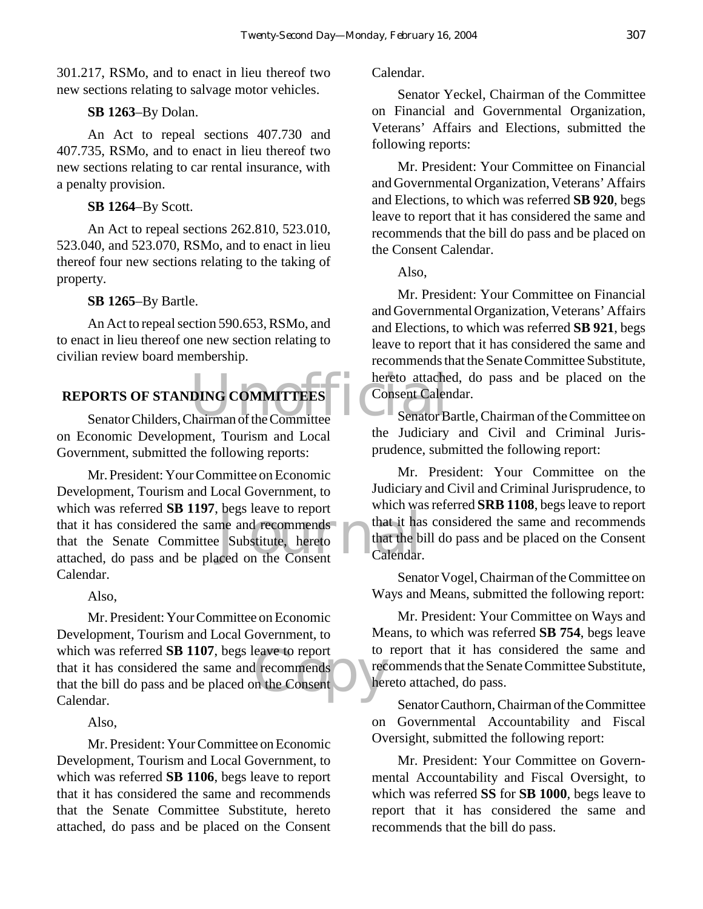301.217, RSMo, and to enact in lieu thereof two new sections relating to salvage motor vehicles.

**SB 1263**–By Dolan.

An Act to repeal sections 407.730 and 407.735, RSMo, and to enact in lieu thereof two new sections relating to car rental insurance, with a penalty provision.

**SB 1264**–By Scott.

An Act to repeal sections 262.810, 523.010, 523.040, and 523.070, RSMo, and to enact in lieu thereof four new sections relating to the taking of property.

**SB 1265**–By Bartle.

An Act to repeal section 590.653, RSMo, and to enact in lieu thereof one new section relating to civilian review board membership.

## REPORTS OF STANDING COMMITTEES

Senator Childers, Chairman of the Committee on Economic Development, Tourism and Local Government, submitted the following reports:

Mr. President: Your Committee on Economic Development, Tourism and Local Government, to which was referred **SB 1197**, begs leave to report that it has considered the same and recommends that the Senate Committee Substitute, hereto attached, do pass and be placed on the Consent Calendar.

Also,

Mr. President: Your Committee on Economic Development, Tourism and Local Government, to which was referred **SB 1107**, begs leave to report that it has considered the same and recommends that the bill do pass and be placed on the Consent Calendar.

Also,

Mr. President: Your Committee on Economic Development, Tourism and Local Government, to which was referred **SB 1106**, begs leave to report that it has considered the same and recommends that the Senate Committee Substitute, hereto attached, do pass and be placed on the Consent Calendar.

Senator Yeckel, Chairman of the Committee on Financial and Governmental Organization, Veterans' Affairs and Elections, submitted the following reports:

Mr. President: Your Committee on Financial and Governmental Organization, Veterans' Affairs and Elections, to which was referred **SB 920**, begs leave to report that it has considered the same and recommends that the bill do pass and be placed on the Consent Calendar.

Also,

Mr. President: Your Committee on Financial and Governmental Organization, Veterans' Affairs and Elections, to which was referred **SB 921**, begs leave to report that it has considered the same and recommends that the Senate Committee Substitute, hereto attached, do pass and be placed on the Consent Calendar.

Senator Bartle, Chairman of the Committee on the Judiciary and Civil and Criminal Jurisprudence, submitted the following report:

Mr. President: Your Committee on the Judiciary and Civil and Criminal Jurisprudence, to which was referred **SRB 1108**, begs leave to report that it has considered the same and recommends that the bill do pass and be placed on the Consent Calendar.

Senator Vogel, Chairman of the Committee on Ways and Means, submitted the following report:

Mr. President: Your Committee on Ways and Means, to which was referred **SB 754**, begs leave to report that it has considered the same and recommends that the Senate Committee Substitute, hereto attached, do pass.

Senator Cauthorn, Chairman of the Committee on Governmental Accountability and Fiscal Oversight, submitted the following report:

Mr. President: Your Committee on Governmental Accountability and Fiscal Oversight, to which was referred **SS** for **SB 1000**, begs leave to report that it has considered the same and recommends that the bill do pass.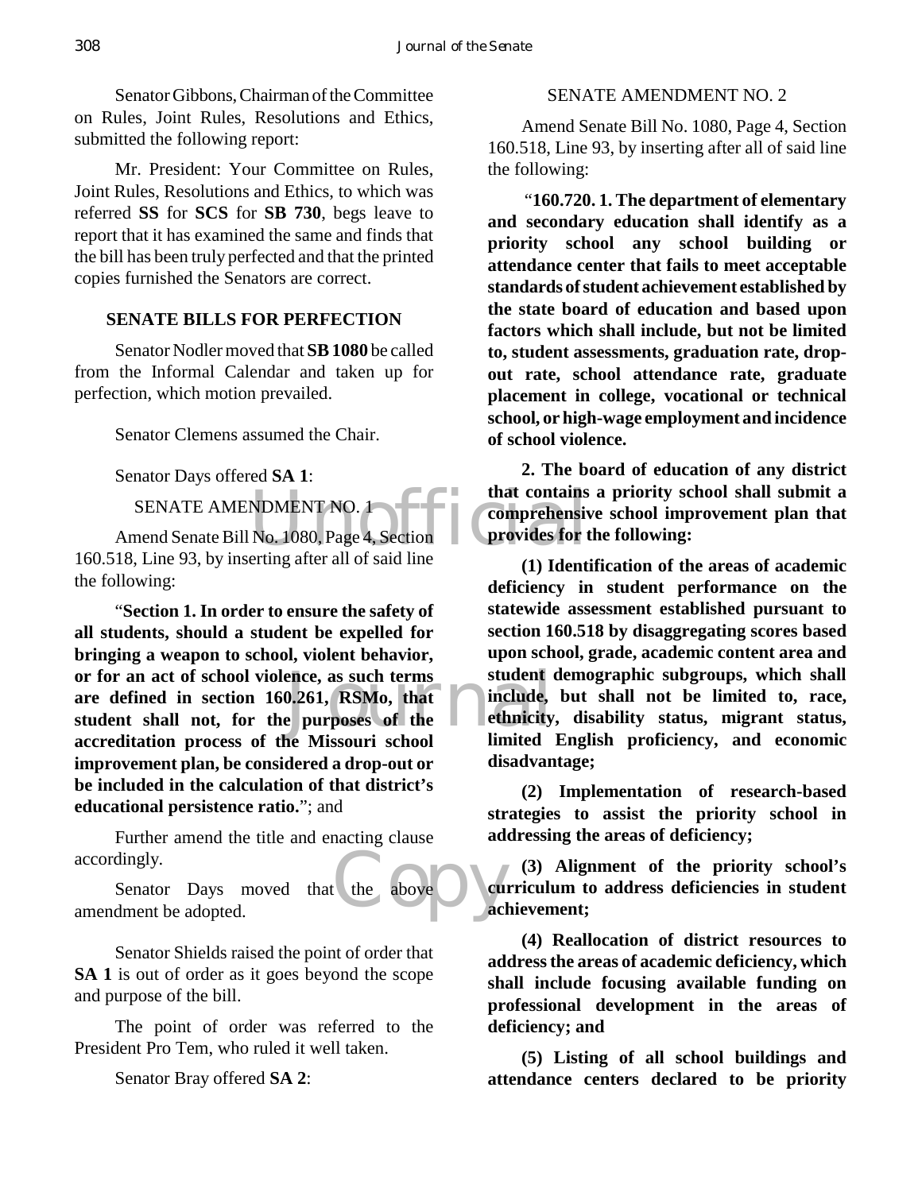Senator Gibbons, Chairman of the Committee on Rules, Joint Rules, Resolutions and Ethics, submitted the following report:

Mr. President: Your Committee on Rules, Joint Rules, Resolutions and Ethics, to which was referred **SS** for **SCS** for **SB 730**, begs leave to report that it has examined the same and finds that the bill has been truly perfected and that the printed copies furnished the Senators are correct.

## SENATE BILLS FOR PERFECTION

Senator Nodler moved that **SB 1080** be called from the Informal Calendar and taken up for perfection, which motion prevailed.

Senator Clemens assumed the Chair.

Senator Days offered **SA 1**:

SENATE AMENDMENT NO. 1

Amend Senate Bill No. 1080, Page 4, Section 160.518, Line 93, by inserting after all of said line the following:

"**Section 1. In order to ensure the safety of all students, should a student be expelled for bringing a weapon to school, violent behavior, or for an act of school violence, as such terms are defined in section 160.261, RSMo, that student shall not, for the purposes of the accreditation process of the Missouri school improvement plan, be considered a drop-out or be included in the calculation of that district's educational persistence ratio.**"; and

Further amend the title and enacting clause accordingly.

Senator Days moved that the above amendment be adopted.

Senator Shields raised the point of order that **SA 1** is out of order as it goes beyond the scope and purpose of the bill.

The point of order was referred to the President Pro Tem, who ruled it well taken.

Senator Bray offered **SA 2**:

SENATE AMENDMENT NO. 2

Amend Senate Bill No. 1080, Page 4, Section 160.518, Line 93, by inserting after all of said line the following:

"**160.720. 1. The department of elementary and secondary education shall identify as a priority school any school building or attendance center that fails to meet acceptable standards of student achievement established by the state board of education and based upon factors which shall include, but not be limited to, student assessments, graduation rate, drop-out rate, school attendance rate, graduate placement in college, vocational or technical school, or high-wage employment and incidence of school violence.**

**2. The board of education of any district that contains a priority school shall submit a comprehensive school improvement plan that provides for the following:**

**(1) Identification of the areas of academic deficiency in student performance on the statewide assessment established pursuant to section 160.518 by disaggregating scores based upon school, grade, academic content area and student demographic subgroups, which shall include, but shall not be limited to, race, ethnicity, disability status, migrant status, limited English proficiency, and economic disadvantage;**

**(2) Implementation of research-based strategies to assist the priority school in addressing the areas of deficiency;**

**(3) Alignment of the priority school's curriculum to address deficiencies in student achievement;**

**(4) Reallocation of district resources to address the areas of academic deficiency, which shall include focusing available funding on professional development in the areas of deficiency; and**

**(5) Listing of all school buildings and attendance centers declared to be priority**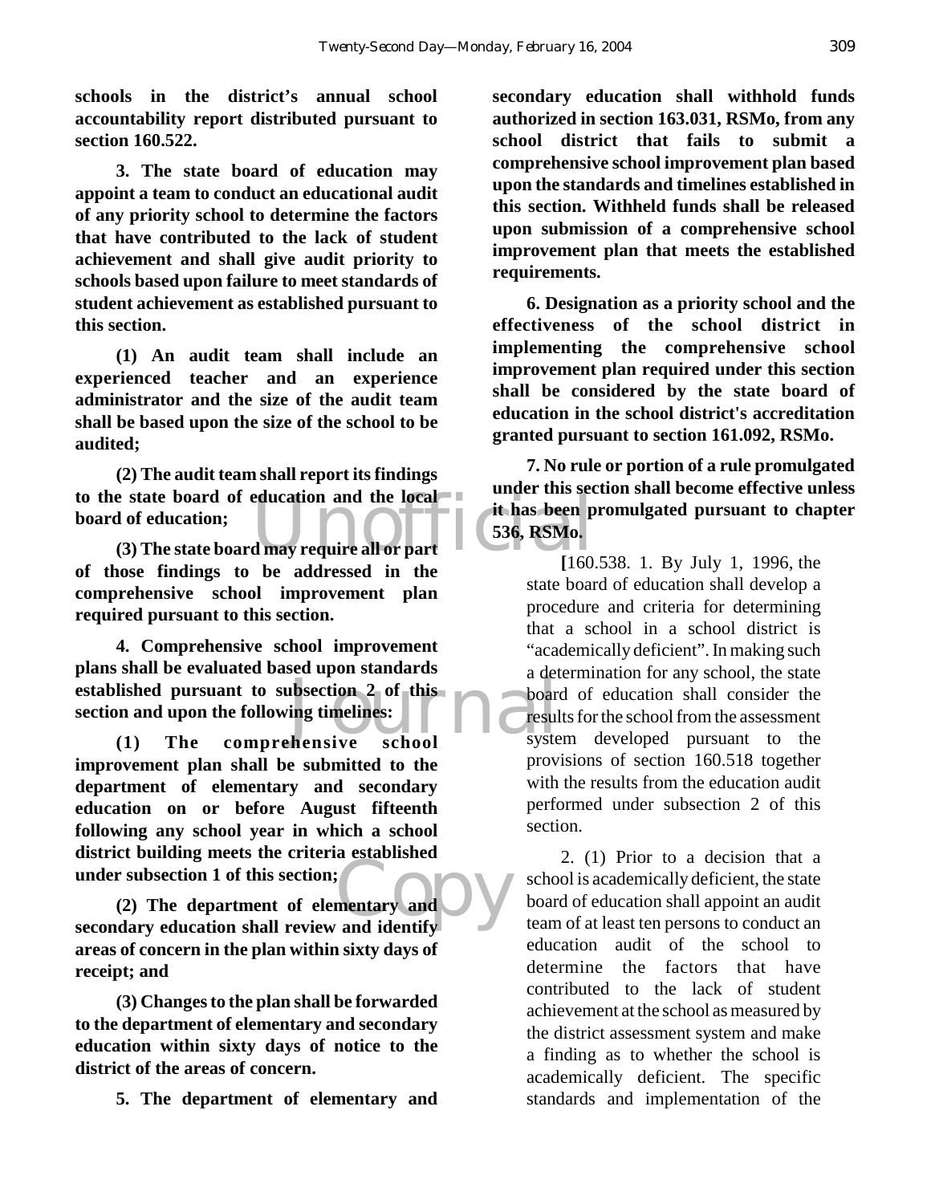**schools in the district's annual school accountability report distributed pursuant to section 160.522.**

**3. The state board of education may appoint a team to conduct an educational audit of any priority school to determine the factors that have contributed to the lack of student achievement and shall give audit priority to schools based upon failure to meet standards of student achievement as established pursuant to this section.**

**(1) An audit team shall include an experienced teacher and an experience administrator and the size of the audit team shall be based upon the size of the school to be audited;**

**(2) The audit team shall report its findings to the state board of education and the local board of education;**

**(3) The state board may require all or part of those findings to be addressed in the comprehensive school improvement plan required pursuant to this section.**

**4. Comprehensive school improvement plans shall be evaluated based upon standards established pursuant to subsection 2 of this section and upon the following timelines:**

**(1) The comprehensive school improvement plan shall be submitted to the department of elementary and secondary education on or before August fifteenth following any school year in which a school district building meets the criteria established under subsection 1 of this section;**

**(2) The department of elementary and secondary education shall review and identify areas of concern in the plan within sixty days of receipt; and**

**(3) Changes to the plan shall be forwarded to the department of elementary and secondary education within sixty days of notice to the district of the areas of concern.**

**5. The department of elementary and secondary education shall withhold funds authorized in section 163.031, RSMo, from any school district that fails to submit a comprehensive school improvement plan based upon the standards and timelines established in this section. Withheld funds shall be released upon submission of a comprehensive school improvement plan that meets the established requirements.**

**6. Designation as a priority school and the effectiveness of the school district in implementing the comprehensive school improvement plan required under this section shall be considered by the state board of education in the school district's accreditation granted pursuant to section 161.092, RSMo.**

**7. No rule or portion of a rule promulgated under this section shall become effective unless it has been promulgated pursuant to chapter 536, RSMo.**

**[**160.538. 1. By July 1, 1996, the state board of education shall develop a procedure and criteria for determining that a school in a school district is "academically deficient". In making such a determination for any school, the state board of education shall consider the results for the school from the assessment system developed pursuant to the provisions of section 160.518 together with the results from the education audit performed under subsection 2 of this section.

2. (1) Prior to a decision that a school is academically deficient, the state board of education shall appoint an audit team of at least ten persons to conduct an education audit of the school to determine the factors that have contributed to the lack of student achievement at the school as measured by the district assessment system and make a finding as to whether the school is academically deficient. The specific standards and implementation of the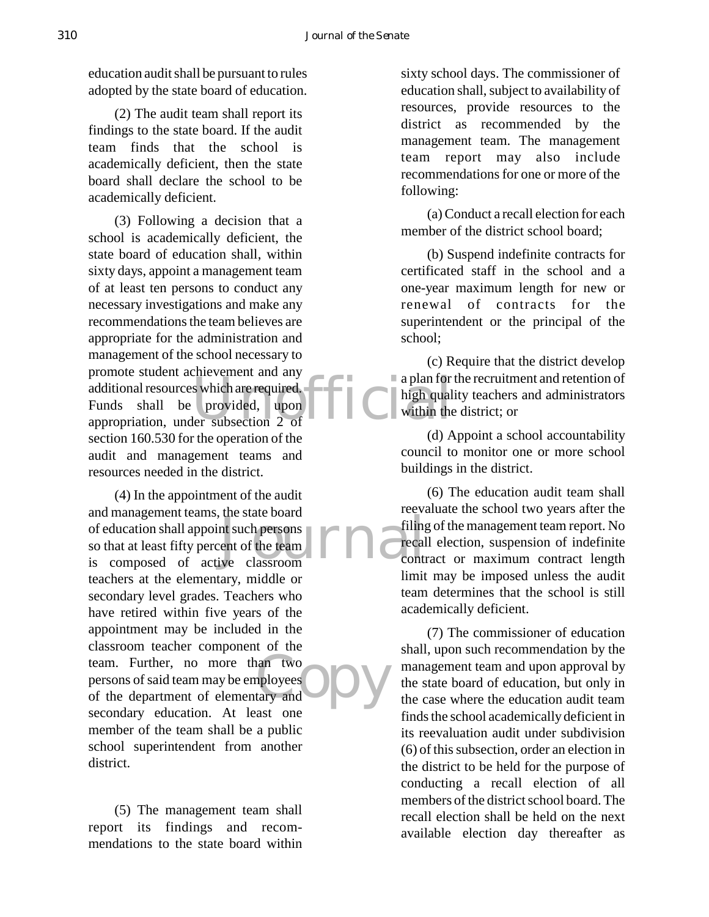education audit shall be pursuant to rules adopted by the state board of education.

(2) The audit team shall report its findings to the state board. If the audit team finds that the school is academically deficient, then the state board shall declare the school to be academically deficient.

(3) Following a decision that a school is academically deficient, the state board of education shall, within sixty days, appoint a management team of at least ten persons to conduct any necessary investigations and make any recommendations the team believes are appropriate for the administration and management of the school necessary to promote student achievement and any additional resources which are required. Funds shall be provided, upon appropriation, under subsection 2 of section 160.530 for the operation of the audit and management teams and resources needed in the district.

(4) In the appointment of the audit and management teams, the state board of education shall appoint such persons so that at least fifty percent of the team is composed of active classroom teachers at the elementary, middle or secondary level grades. Teachers who have retired within five years of the appointment may be included in the classroom teacher component of the team. Further, no more than two persons of said team may be employees of the department of elementary and secondary education. At least one member of the team shall be a public school superintendent from another district.

(5) The management team shall report its findings and recommendations to the state board within sixty school days. The commissioner of education shall, subject to availability of resources, provide resources to the district as recommended by the management team. The management team report may also include recommendations for one or more of the following:

(a) Conduct a recall election for each member of the district school board;

(b) Suspend indefinite contracts for certificated staff in the school and a one-year maximum length for new or renewal of contracts for the superintendent or the principal of the school;

(c) Require that the district develop a plan for the recruitment and retention of high quality teachers and administrators within the district; or

(d) Appoint a school accountability council to monitor one or more school buildings in the district.

(6) The education audit team shall reevaluate the school two years after the filing of the management team report. No recall election, suspension of indefinite contract or maximum contract length limit may be imposed unless the audit team determines that the school is still academically deficient.

(7) The commissioner of education shall, upon such recommendation by the management team and upon approval by the state board of education, but only in the case where the education audit team finds the school academically deficient in its reevaluation audit under subdivision (6) of this subsection, order an election in the district to be held for the purpose of conducting a recall election of all members of the district school board. The recall election shall be held on the next available election day thereafter as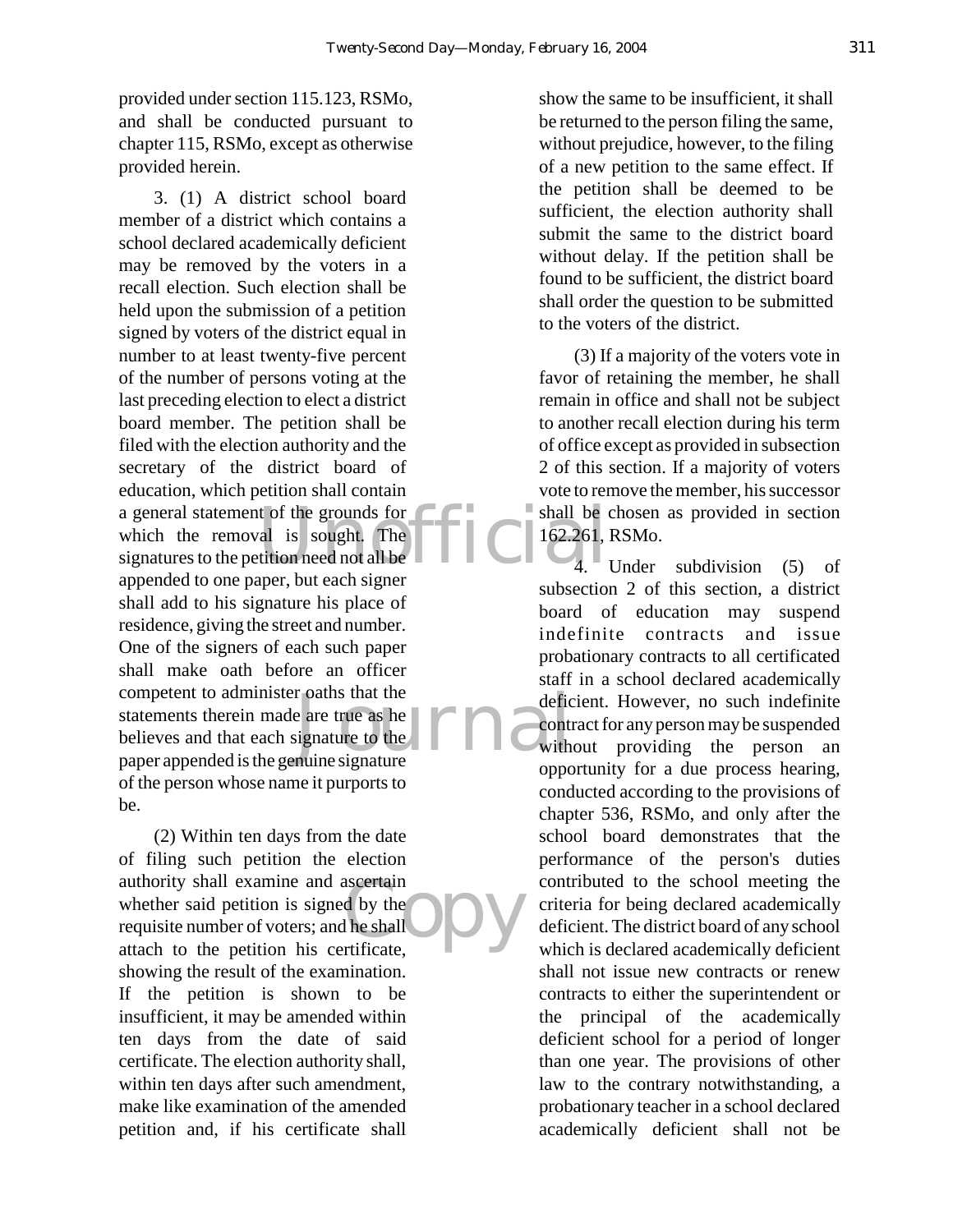provided under section 115.123, RSMo, and shall be conducted pursuant to chapter 115, RSMo, except as otherwise provided herein.

3. (1) A district school board member of a district which contains a school declared academically deficient may be removed by the voters in a recall election. Such election shall be held upon the submission of a petition signed by voters of the district equal in number to at least twenty-five percent of the number of persons voting at the last preceding election to elect a district board member. The petition shall be filed with the election authority and the secretary of the district board of education, which petition shall contain a general statement of the grounds for which the removal is sought. The signatures to the petition need not all be appended to one paper, but each signer shall add to his signature his place of residence, giving the street and number. One of the signers of each such paper shall make oath before an officer competent to administer oaths that the statements therein made are true as he believes and that each signature to the paper appended is the genuine signature of the person whose name it purports to be.

(2) Within ten days from the date of filing such petition the election authority shall examine and ascertain whether said petition is signed by the requisite number of voters; and he shall attach to the petition his certificate, showing the result of the examination. If the petition is shown to be insufficient, it may be amended within ten days from the date of said certificate. The election authority shall, within ten days after such amendment, make like examination of the amended petition and, if his certificate shall show the same to be insufficient, it shall be returned to the person filing the same, without prejudice, however, to the filing of a new petition to the same effect. If the petition shall be deemed to be sufficient, the election authority shall submit the same to the district board without delay. If the petition shall be found to be sufficient, the district board shall order the question to be submitted to the voters of the district.

(3) If a majority of the voters vote in favor of retaining the member, he shall remain in office and shall not be subject to another recall election during his term of office except as provided in subsection 2 of this section. If a majority of voters vote to remove the member, his successor shall be chosen as provided in section 162.261, RSMo.

4. Under subdivision (5) of subsection 2 of this section, a district board of education may suspend indefinite contracts and issue probationary contracts to all certificated staff in a school declared academically deficient. However, no such indefinite contract for any person may be suspended without providing the person an opportunity for a due process hearing, conducted according to the provisions of chapter 536, RSMo, and only after the school board demonstrates that the performance of the person's duties contributed to the school meeting the criteria for being declared academically deficient. The district board of any school which is declared academically deficient shall not issue new contracts or renew contracts to either the superintendent or the principal of the academically deficient school for a period of longer than one year. The provisions of other law to the contrary notwithstanding, a probationary teacher in a school declared academically deficient shall not be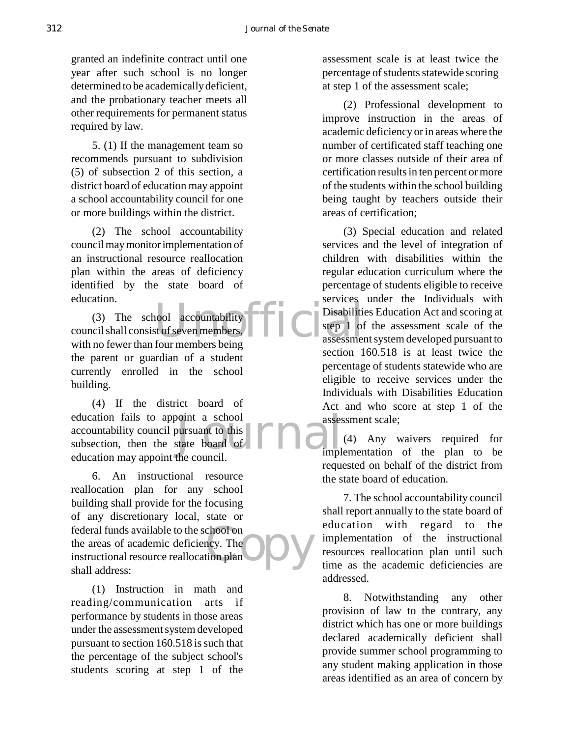granted an indefinite contract until one year after such school is no longer determined to be academically deficient, and the probationary teacher meets all other requirements for permanent status required by law.

5. (1) If the management team so recommends pursuant to subdivision (5) of subsection 2 of this section, a district board of education may appoint a school accountability council for one or more buildings within the district.

(2) The school accountability council may monitor implementation of an instructional resource reallocation plan within the areas of deficiency identified by the state board of education.

(3) The school accountability council shall consist of seven members, with no fewer than four members being the parent or guardian of a student currently enrolled in the school building.

(4) If the district board of education fails to appoint a school accountability council pursuant to this subsection, then the state board of education may appoint the council.

6. An instructional resource reallocation plan for any school building shall provide for the focusing of any discretionary local, state or federal funds available to the school on the areas of academic deficiency. The instructional resource reallocation plan shall address:

(1) Instruction in math and reading/communication arts if performance by students in those areas under the assessment system developed pursuant to section 160.518 is such that the percentage of the subject school's students scoring at step 1 of the assessment scale is at least twice the percentage of students statewide scoring at step 1 of the assessment scale;

(2) Professional development to improve instruction in the areas of academic deficiency or in areas where the number of certificated staff teaching one or more classes outside of their area of certification results in ten percent or more of the students within the school building being taught by teachers outside their areas of certification;

(3) Special education and related services and the level of integration of children with disabilities within the regular education curriculum where the percentage of students eligible to receive services under the Individuals with Disabilities Education Act and scoring at step 1 of the assessment scale of the assessment system developed pursuant to section 160.518 is at least twice the percentage of students statewide who are eligible to receive services under the Individuals with Disabilities Education Act and who score at step 1 of the assessment scale;

(4) Any waivers required for implementation of the plan to be requested on behalf of the district from the state board of education.

7. The school accountability council shall report annually to the state board of education with regard to the implementation of the instructional resources reallocation plan until such time as the academic deficiencies are addressed.

8. Notwithstanding any other provision of law to the contrary, any district which has one or more buildings declared academically deficient shall provide summer school programming to any student making application in those areas identified as an area of concern by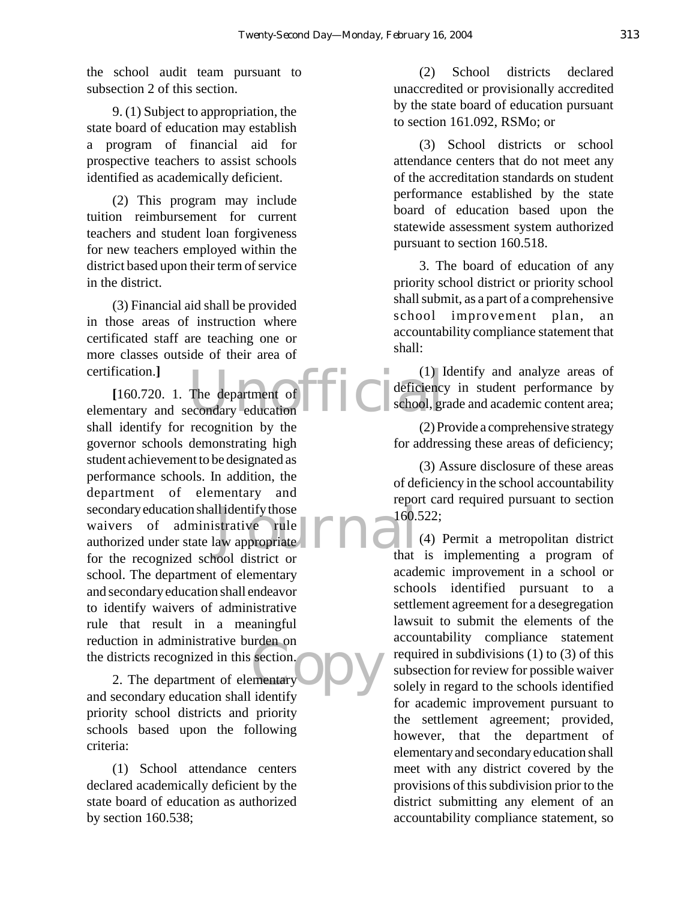the school audit team pursuant to subsection 2 of this section.

9. (1) Subject to appropriation, the state board of education may establish a program of financial aid for prospective teachers to assist schools identified as academically deficient.

(2) This program may include tuition reimbursement for current teachers and student loan forgiveness for new teachers employed within the district based upon their term of service in the district.

(3) Financial aid shall be provided in those areas of instruction where certificated staff are teaching one or more classes outside of their area of certification.**]**

**[**160.720. 1. The department of elementary and secondary education shall identify for recognition by the governor schools demonstrating high student achievement to be designated as performance schools. In addition, the department of elementary and secondary education shall identify those waivers of administrative rule authorized under state law appropriate for the recognized school district or school. The department of elementary and secondary education shall endeavor to identify waivers of administrative rule that result in a meaningful reduction in administrative burden on the districts recognized in this section.

2. The department of elementary and secondary education shall identify priority school districts and priority schools based upon the following criteria:

(1) School attendance centers declared academically deficient by the state board of education as authorized by section 160.538;

(2) School districts declared unaccredited or provisionally accredited by the state board of education pursuant to section 161.092, RSMo; or

(3) School districts or school attendance centers that do not meet any of the accreditation standards on student performance established by the state board of education based upon the statewide assessment system authorized pursuant to section 160.518.

3. The board of education of any priority school district or priority school shall submit, as a part of a comprehensive school improvement plan, an accountability compliance statement that shall:

(1) Identify and analyze areas of deficiency in student performance by school, grade and academic content area;

(2) Provide a comprehensive strategy for addressing these areas of deficiency;

(3) Assure disclosure of these areas of deficiency in the school accountability report card required pursuant to section 160.522;

(4) Permit a metropolitan district that is implementing a program of academic improvement in a school or schools identified pursuant to a settlement agreement for a desegregation lawsuit to submit the elements of the accountability compliance statement required in subdivisions (1) to (3) of this subsection for review for possible waiver solely in regard to the schools identified for academic improvement pursuant to the settlement agreement; provided, however, that the department of elementary and secondary education shall meet with any district covered by the provisions of this subdivision prior to the district submitting any element of an accountability compliance statement, so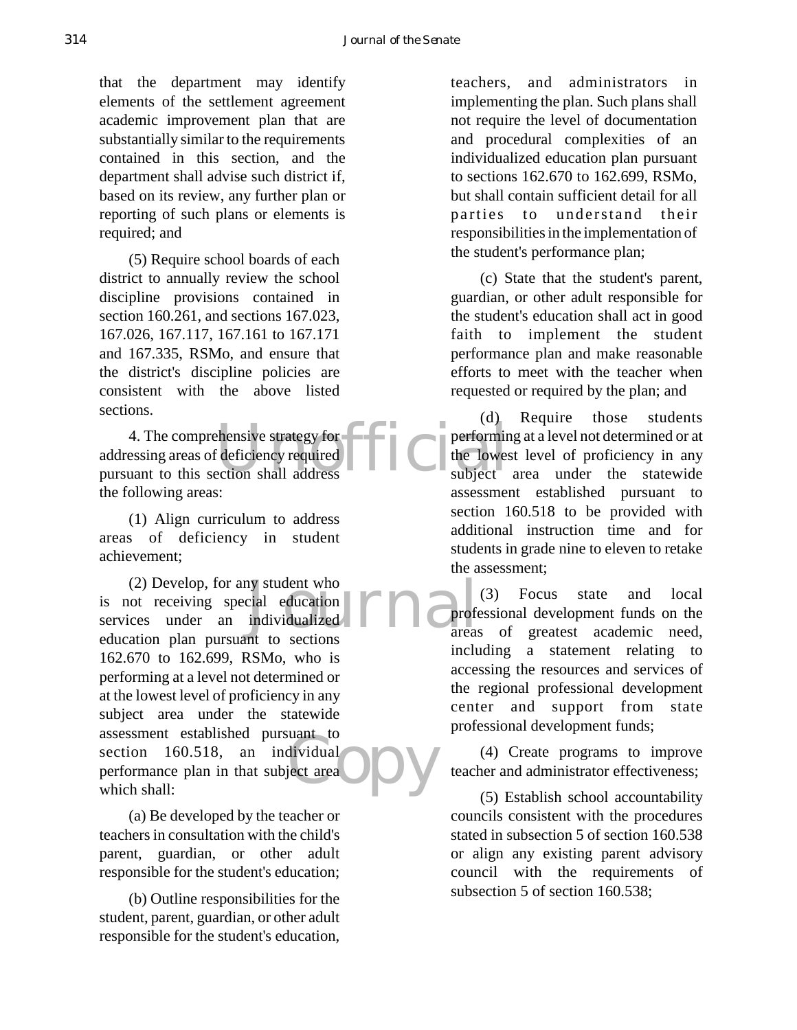that the department may identify elements of the settlement agreement academic improvement plan that are substantially similar to the requirements contained in this section, and the department shall advise such district if, based on its review, any further plan or reporting of such plans or elements is required; and

(5) Require school boards of each district to annually review the school discipline provisions contained in section 160.261, and sections 167.023, 167.026, 167.117, 167.161 to 167.171 and 167.335, RSMo, and ensure that the district's discipline policies are consistent with the above listed sections.

4. The comprehensive strategy for addressing areas of deficiency required pursuant to this section shall address the following areas:

(1) Align curriculum to address areas of deficiency in student achievement;

(2) Develop, for any student who is not receiving special education services under an individualized education plan pursuant to sections 162.670 to 162.699, RSMo, who is performing at a level not determined or at the lowest level of proficiency in any subject area under the statewide assessment established pursuant to section 160.518, an individual performance plan in that subject area which shall:

(a) Be developed by the teacher or teachers in consultation with the child's parent, guardian, or other adult responsible for the student's education;

(b) Outline responsibilities for the student, parent, guardian, or other adult responsible for the student's education, teachers, and administrators in implementing the plan. Such plans shall not require the level of documentation and procedural complexities of an individualized education plan pursuant to sections 162.670 to 162.699, RSMo, but shall contain sufficient detail for all parties to understand their responsibilities in the implementation of the student's performance plan;

(c) State that the student's parent, guardian, or other adult responsible for the student's education shall act in good faith to implement the student performance plan and make reasonable efforts to meet with the teacher when requested or required by the plan; and

(d) Require those students performing at a level not determined or at the lowest level of proficiency in any subject area under the statewide assessment established pursuant to section 160.518 to be provided with additional instruction time and for students in grade nine to eleven to retake the assessment;

(3) Focus state and local professional development funds on the areas of greatest academic need, including a statement relating to accessing the resources and services of the regional professional development center and support from state professional development funds;

(4) Create programs to improve teacher and administrator effectiveness;

(5) Establish school accountability councils consistent with the procedures stated in subsection 5 of section 160.538 or align any existing parent advisory council with the requirements of subsection 5 of section 160.538;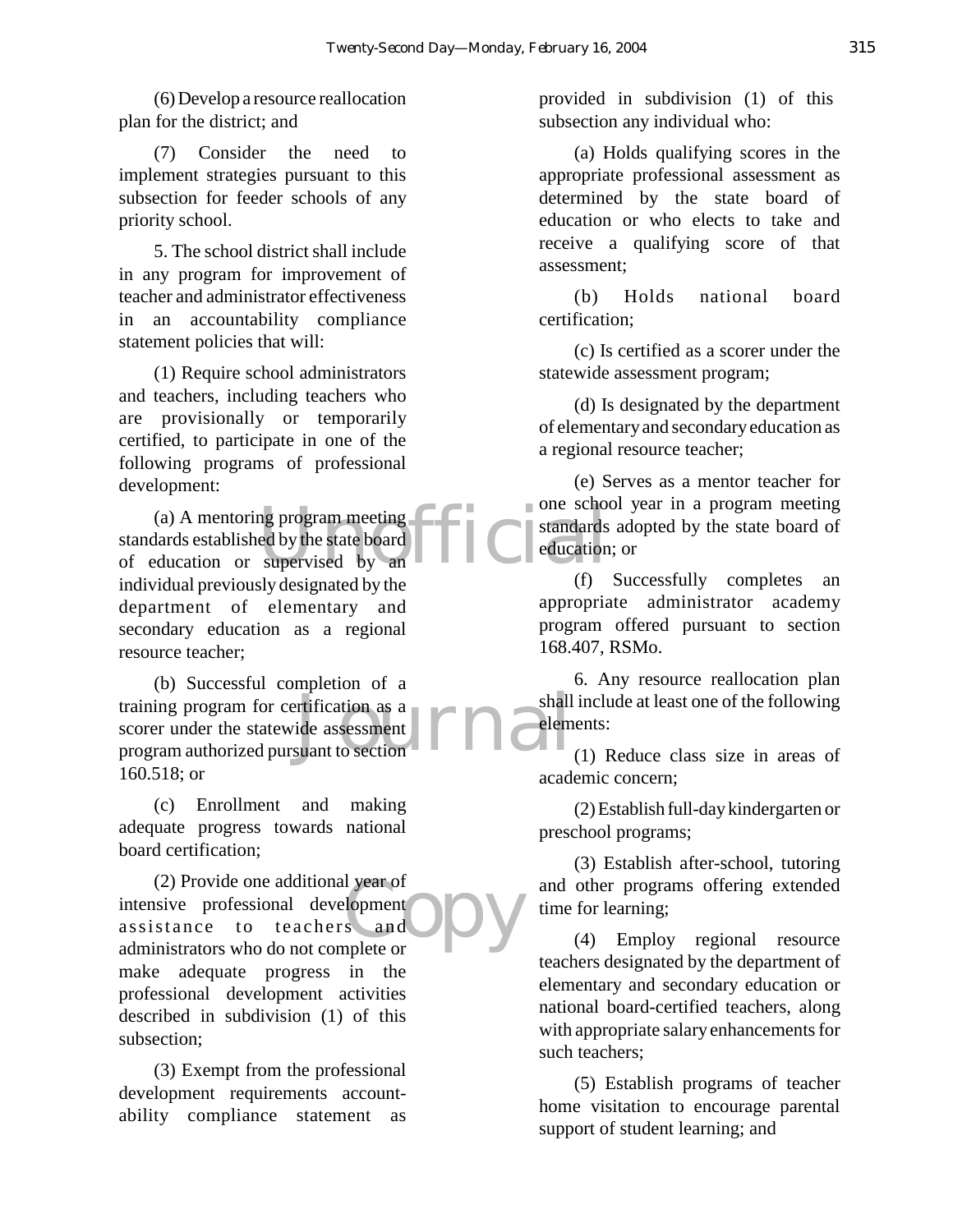(6) Develop a resource reallocation plan for the district; and

(7) Consider the need to implement strategies pursuant to this subsection for feeder schools of any priority school.

5. The school district shall include in any program for improvement of teacher and administrator effectiveness in an accountability compliance statement policies that will:

(1) Require school administrators and teachers, including teachers who are provisionally or temporarily certified, to participate in one of the following programs of professional development:

(a) A mentoring program meeting standards established by the state board of education or supervised by an individual previously designated by the department of elementary and secondary education as a regional resource teacher;

(b) Successful completion of a training program for certification as a scorer under the statewide assessment program authorized pursuant to section 160.518; or

(c) Enrollment and making adequate progress towards national board certification;

(2) Provide one additional year of intensive professional development assistance to teachers and administrators who do not complete or make adequate progress in the professional development activities described in subdivision (1) of this subsection;

(3) Exempt from the professional development requirements accountability compliance statement as provided in subdivision (1) of this subsection any individual who:

(a) Holds qualifying scores in the appropriate professional assessment as determined by the state board of education or who elects to take and receive a qualifying score of that assessment;

(b) Holds national board certification;

(c) Is certified as a scorer under the statewide assessment program;

(d) Is designated by the department of elementary and secondary education as a regional resource teacher;

(e) Serves as a mentor teacher for one school year in a program meeting standards adopted by the state board of education; or

(f) Successfully completes an appropriate administrator academy program offered pursuant to section 168.407, RSMo.

6. Any resource reallocation plan shall include at least one of the following elements:

(1) Reduce class size in areas of academic concern;

(2) Establish full-day kindergarten or preschool programs;

(3) Establish after-school, tutoring and other programs offering extended time for learning;

(4) Employ regional resource teachers designated by the department of elementary and secondary education or national board-certified teachers, along with appropriate salary enhancements for such teachers;

(5) Establish programs of teacher home visitation to encourage parental support of student learning; and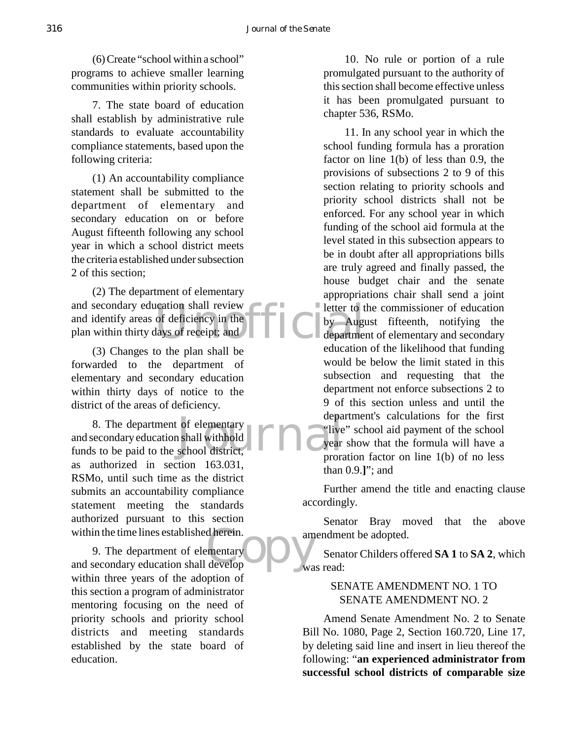(6) Create "school within a school" programs to achieve smaller learning communities within priority schools.

7. The state board of education shall establish by administrative rule standards to evaluate accountability compliance statements, based upon the following criteria:

(1) An accountability compliance statement shall be submitted to the department of elementary and secondary education on or before August fifteenth following any school year in which a school district meets the criteria established under subsection 2 of this section;

(2) The department of elementary and secondary education shall review and identify areas of deficiency in the plan within thirty days of receipt; and

(3) Changes to the plan shall be forwarded to the department of elementary and secondary education within thirty days of notice to the district of the areas of deficiency.

8. The department of elementary and secondary education shall withhold funds to be paid to the school district, as authorized in section 163.031, RSMo, until such time as the district submits an accountability compliance statement meeting the standards authorized pursuant to this section within the time lines established herein.

9. The department of elementary and secondary education shall develop within three years of the adoption of this section a program of administrator mentoring focusing on the need of priority schools and priority school districts and meeting standards established by the state board of education.

10. No rule or portion of a rule promulgated pursuant to the authority of this section shall become effective unless it has been promulgated pursuant to chapter 536, RSMo.

11. In any school year in which the school funding formula has a proration factor on line 1(b) of less than 0.9, the provisions of subsections 2 to 9 of this section relating to priority schools and priority school districts shall not be enforced. For any school year in which funding of the school aid formula at the level stated in this subsection appears to be in doubt after all appropriations bills are truly agreed and finally passed, the house budget chair and the senate appropriations chair shall send a joint letter to the commissioner of education by August fifteenth, notifying the department of elementary and secondary education of the likelihood that funding would be below the limit stated in this subsection and requesting that the department not enforce subsections 2 to 9 of this section unless and until the department's calculations for the first "live" school aid payment of the school year show that the formula will have a proration factor on line 1(b) of no less than 0.9.**]**"; and

Further amend the title and enacting clause accordingly.

Senator Bray moved that the above amendment be adopted.

Senator Childers offered **SA 1** to **SA 2**, which was read:

SENATE AMENDMENT NO. 1 TO SENATE AMENDMENT NO. 2

Amend Senate Amendment No. 2 to Senate Bill No. 1080, Page 2, Section 160.720, Line 17, by deleting said line and insert in lieu thereof the following: "**an experienced administrator from successful school districts of comparable size**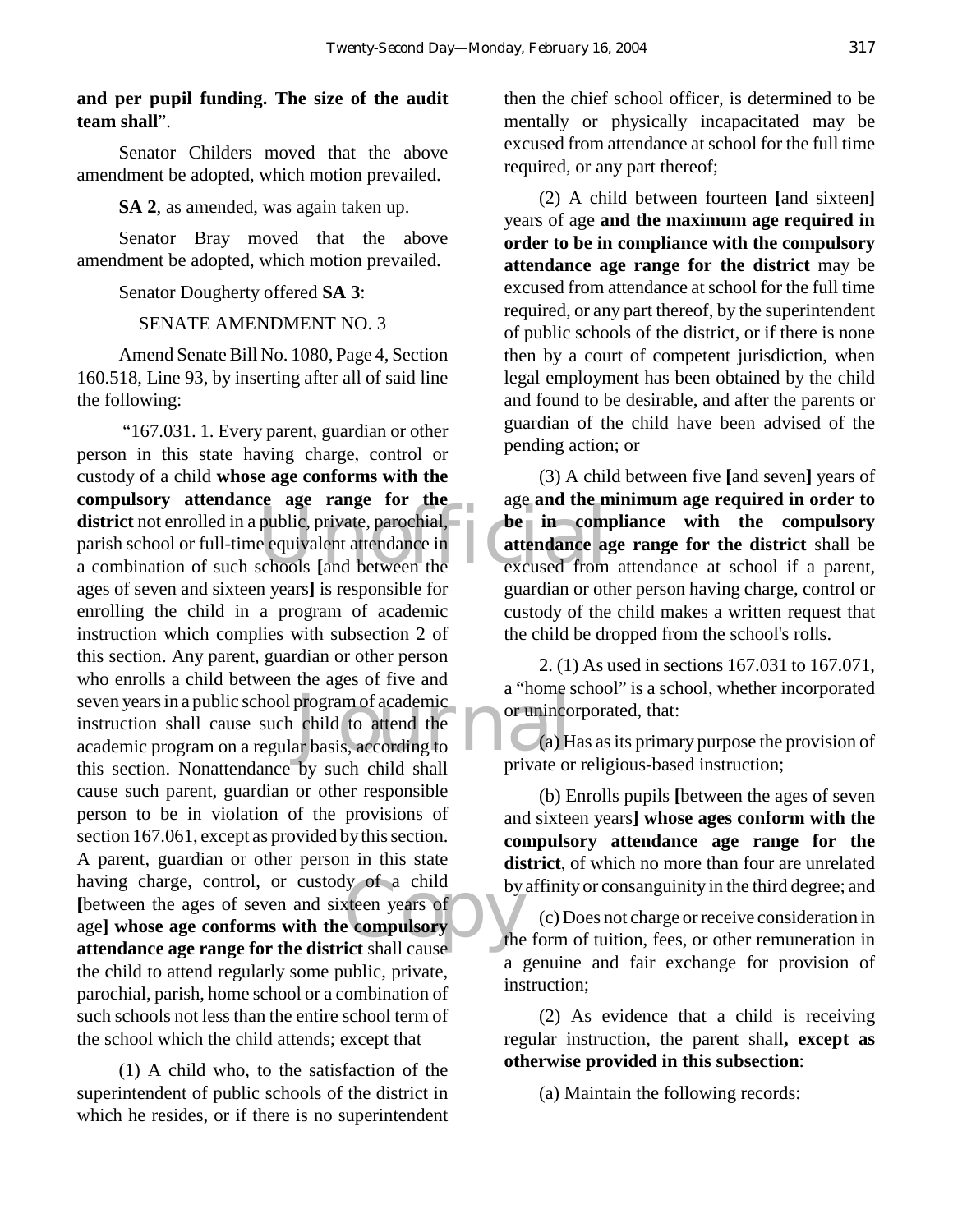**and per pupil funding. The size of the audit team shall**".

Senator Childers moved that the above amendment be adopted, which motion prevailed.

**SA 2**, as amended, was again taken up.

Senator Bray moved that the above amendment be adopted, which motion prevailed.

Senator Dougherty offered **SA 3**:

SENATE AMENDMENT NO. 3

Amend Senate Bill No. 1080, Page 4, Section 160.518, Line 93, by inserting after all of said line the following:

"167.031. 1. Every parent, guardian or other person in this state having charge, control or custody of a child **whose age conforms with the compulsory attendance age range for the district** not enrolled in a public, private, parochial, parish school or full-time equivalent attendance in a combination of such schools **[**and between the ages of seven and sixteen years**]** is responsible for enrolling the child in a program of academic instruction which complies with subsection 2 of this section. Any parent, guardian or other person who enrolls a child between the ages of five and seven years in a public school program of academic instruction shall cause such child to attend the academic program on a regular basis, according to this section. Nonattendance by such child shall cause such parent, guardian or other responsible person to be in violation of the provisions of section 167.061, except as provided by this section. A parent, guardian or other person in this state having charge, control, or custody of a child **[**between the ages of seven and sixteen years of age**] whose age conforms with the compulsory attendance age range for the district** shall cause the child to attend regularly some public, private, parochial, parish, home school or a combination of such schools not less than the entire school term of the school which the child attends; except that

(1) A child who, to the satisfaction of the superintendent of public schools of the district in which he resides, or if there is no superintendent then the chief school officer, is determined to be mentally or physically incapacitated may be excused from attendance at school for the full time required, or any part thereof;

(2) A child between fourteen **[**and sixteen**]** years of age **and the maximum age required in order to be in compliance with the compulsory attendance age range for the district** may be excused from attendance at school for the full time required, or any part thereof, by the superintendent of public schools of the district, or if there is none then by a court of competent jurisdiction, when legal employment has been obtained by the child and found to be desirable, and after the parents or guardian of the child have been advised of the pending action; or

(3) A child between five **[**and seven**]** years of age **and the minimum age required in order to be in compliance with the compulsory attendance age range for the district** shall be excused from attendance at school if a parent, guardian or other person having charge, control or custody of the child makes a written request that the child be dropped from the school's rolls.

2. (1) As used in sections 167.031 to 167.071, a "home school" is a school, whether incorporated or unincorporated, that:

(a) Has as its primary purpose the provision of private or religious-based instruction;

(b) Enrolls pupils **[**between the ages of seven and sixteen years**] whose ages conform with the compulsory attendance age range for the district**, of which no more than four are unrelated by affinity or consanguinity in the third degree; and

(c) Does not charge or receive consideration in the form of tuition, fees, or other remuneration in a genuine and fair exchange for provision of instruction;

(2) As evidence that a child is receiving regular instruction, the parent shall**, except as otherwise provided in this subsection**:

(a) Maintain the following records: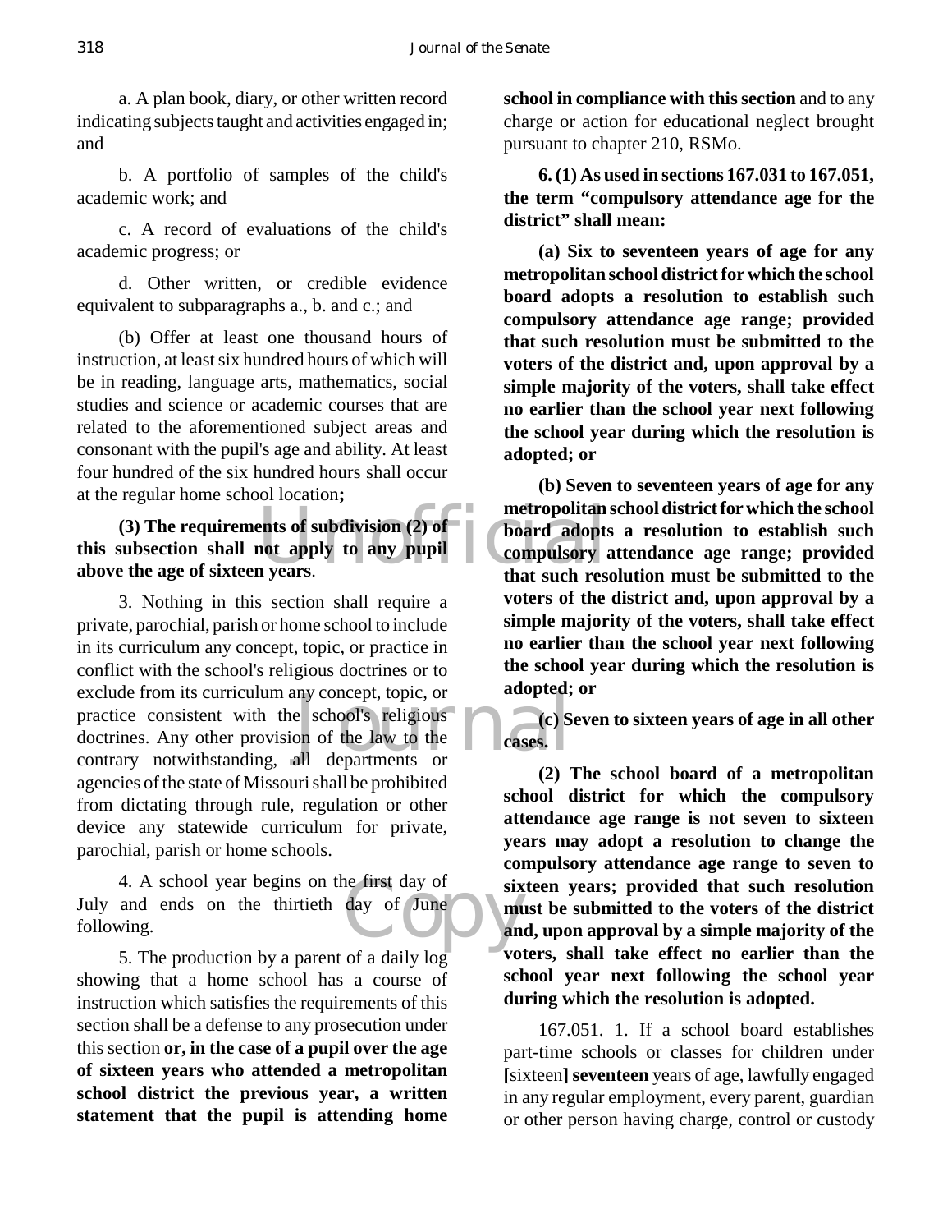a. A plan book, diary, or other written record indicating subjects taught and activities engaged in; and

b. A portfolio of samples of the child's academic work; and

c. A record of evaluations of the child's academic progress; or

d. Other written, or credible evidence equivalent to subparagraphs a., b. and c.; and

(b) Offer at least one thousand hours of instruction, at least six hundred hours of which will be in reading, language arts, mathematics, social studies and science or academic courses that are related to the aforementioned subject areas and consonant with the pupil's age and ability. At least four hundred of the six hundred hours shall occur at the regular home school location**;**

**(3) The requirements of subdivision (2) of this subsection shall not apply to any pupil above the age of sixteen years**.

3. Nothing in this section shall require a private, parochial, parish or home school to include in its curriculum any concept, topic, or practice in conflict with the school's religious doctrines or to exclude from its curriculum any concept, topic, or practice consistent with the school's religious doctrines. Any other provision of the law to the contrary notwithstanding, all departments or agencies of the state of Missouri shall be prohibited from dictating through rule, regulation or other device any statewide curriculum for private, parochial, parish or home schools.

4. A school year begins on the first day of July and ends on the thirtieth day of June following.

5. The production by a parent of a daily log showing that a home school has a course of instruction which satisfies the requirements of this section shall be a defense to any prosecution under this section **or, in the case of a pupil over the age of sixteen years who attended a metropolitan school district the previous year, a written statement that the pupil is attending home school in compliance with this section** and to any charge or action for educational neglect brought pursuant to chapter 210, RSMo.

**6. (1) As used in sections 167.031 to 167.051, the term "compulsory attendance age for the district" shall mean:**

**(a) Six to seventeen years of age for any metropolitan school district for which the school board adopts a resolution to establish such compulsory attendance age range; provided that such resolution must be submitted to the voters of the district and, upon approval by a simple majority of the voters, shall take effect no earlier than the school year next following the school year during which the resolution is adopted; or**

**(b) Seven to seventeen years of age for any metropolitan school district for which the school board adopts a resolution to establish such compulsory attendance age range; provided that such resolution must be submitted to the voters of the district and, upon approval by a simple majority of the voters, shall take effect no earlier than the school year next following the school year during which the resolution is adopted; or**

**(c) Seven to sixteen years of age in all other cases.**

**(2) The school board of a metropolitan school district for which the compulsory attendance age range is not seven to sixteen years may adopt a resolution to change the compulsory attendance age range to seven to sixteen years; provided that such resolution must be submitted to the voters of the district and, upon approval by a simple majority of the voters, shall take effect no earlier than the school year next following the school year during which the resolution is adopted.**

167.051. 1. If a school board establishes part-time schools or classes for children under **[**sixteen**] seventeen** years of age, lawfully engaged in any regular employment, every parent, guardian or other person having charge, control or custody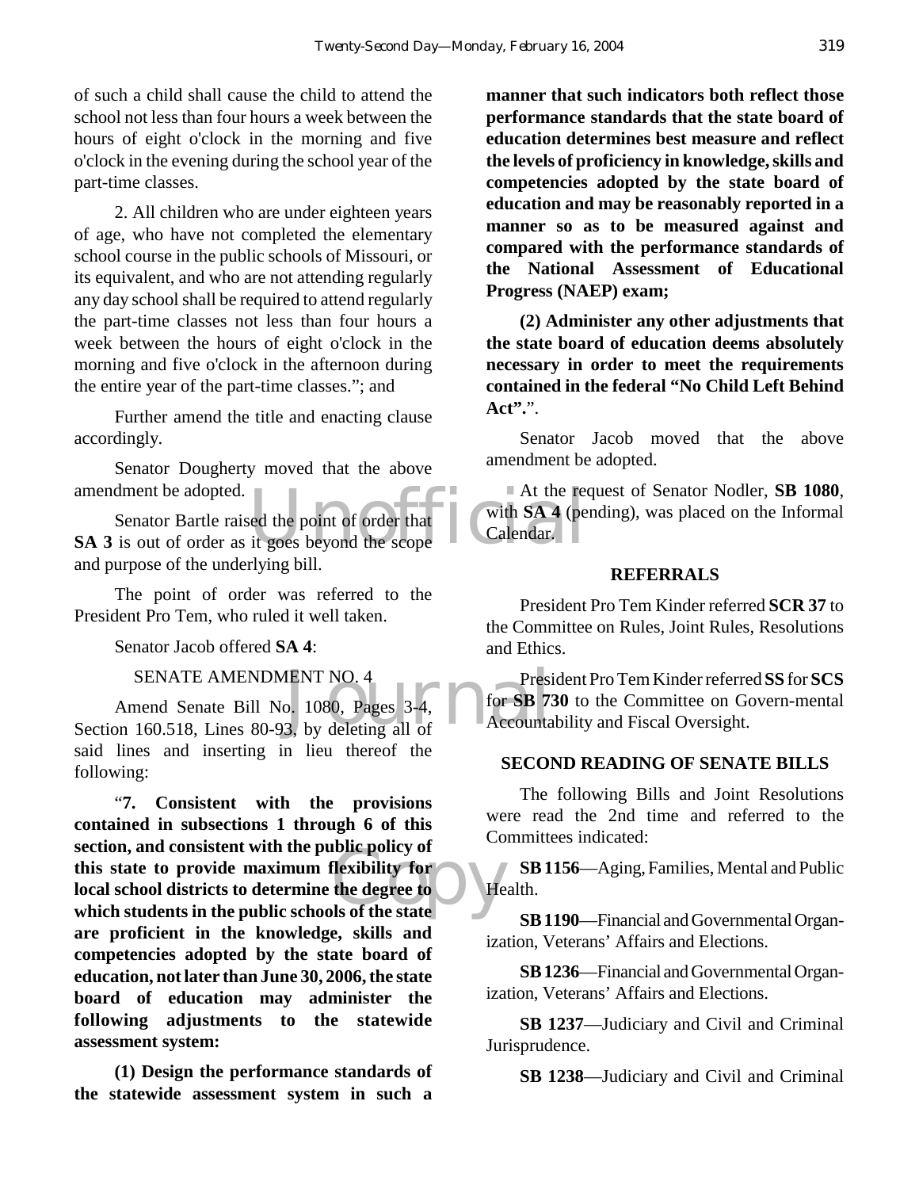of such a child shall cause the child to attend the school not less than four hours a week between the hours of eight o'clock in the morning and five o'clock in the evening during the school year of the part-time classes.

2. All children who are under eighteen years of age, who have not completed the elementary school course in the public schools of Missouri, or its equivalent, and who are not attending regularly any day school shall be required to attend regularly the part-time classes not less than four hours a week between the hours of eight o'clock in the morning and five o'clock in the afternoon during the entire year of the part-time classes."; and

Further amend the title and enacting clause accordingly.

Senator Dougherty moved that the above amendment be adopted.

Senator Bartle raised the point of order that **SA 3** is out of order as it goes beyond the scope and purpose of the underlying bill.

The point of order was referred to the President Pro Tem, who ruled it well taken.

Senator Jacob offered **SA 4**:

SENATE AMENDMENT NO. 4

Amend Senate Bill No. 1080, Pages 3-4, Section 160.518, Lines 80-93, by deleting all of said lines and inserting in lieu thereof the following:

"**7. Consistent with the provisions contained in subsections 1 through 6 of this section, and consistent with the public policy of this state to provide maximum flexibility for local school districts to determine the degree to which students in the public schools of the state are proficient in the knowledge, skills and competencies adopted by the state board of education, not later than June 30, 2006, the state board of education may administer the following adjustments to the statewide assessment system:**

**(1) Design the performance standards of the statewide assessment system in such a manner that such indicators both reflect those performance standards that the state board of education determines best measure and reflect the levels of proficiency in knowledge, skills and competencies adopted by the state board of education and may be reasonably reported in a manner so as to be measured against and compared with the performance standards of the National Assessment of Educational Progress (NAEP) exam;**

**(2) Administer any other adjustments that the state board of education deems absolutely necessary in order to meet the requirements contained in the federal "No Child Left Behind Act".**".

Senator Jacob moved that the above amendment be adopted.

At the request of Senator Nodler, **SB 1080**, with **SA 4** (pending), was placed on the Informal Calendar.

## REFERRALS

President Pro Tem Kinder referred **SCR 37** to the Committee on Rules, Joint Rules, Resolutions and Ethics.

President Pro Tem Kinder referred **SS** for **SCS** for **SB 730** to the Committee on Govern-mental Accountability and Fiscal Oversight.

## SECOND READING OF SENATE BILLS

The following Bills and Joint Resolutions were read the 2nd time and referred to the Committees indicated:

**SB 1156**—Aging, Families, Mental and Public Health.

**SB 1190**—Financial and Governmental Organization, Veterans' Affairs and Elections.

**SB 1236**—Financial and Governmental Organization, Veterans' Affairs and Elections.

**SB 1237**—Judiciary and Civil and Criminal Jurisprudence.

**SB 1238**—Judiciary and Civil and Criminal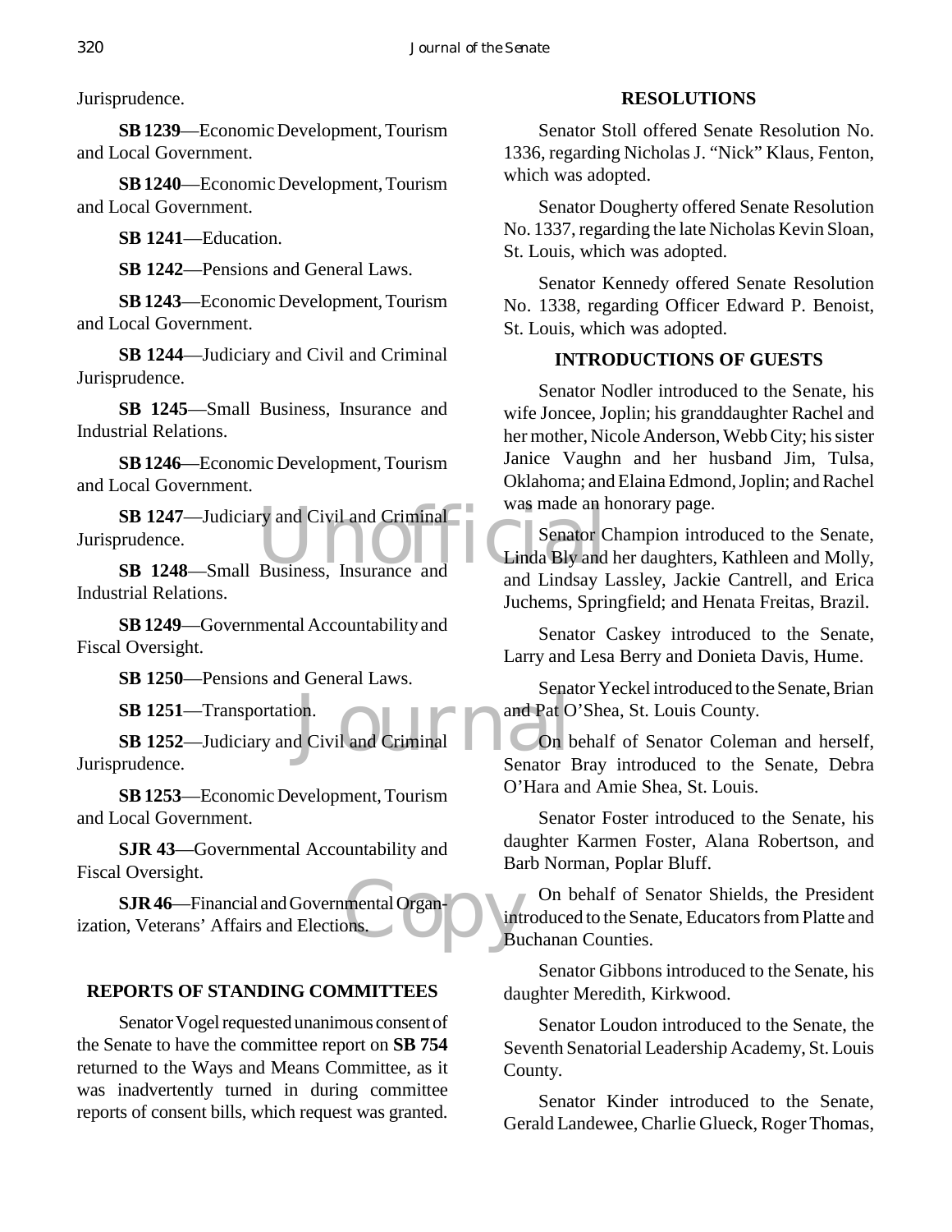Jurisprudence.

**SB 1239**—Economic Development, Tourism and Local Government.

**SB 1240**—Economic Development, Tourism and Local Government.

**SB 1241**—Education.

**SB 1242**—Pensions and General Laws.

**SB 1243**—Economic Development, Tourism and Local Government.

**SB 1244**—Judiciary and Civil and Criminal Jurisprudence.

**SB 1245**—Small Business, Insurance and Industrial Relations.

**SB 1246**—Economic Development, Tourism and Local Government.

**SB 1247**—Judiciary and Civil and Criminal Jurisprudence.

**SB 1248**—Small Business, Insurance and Industrial Relations.

**SB 1249**—Governmental Accountability and Fiscal Oversight.

**SB 1250**—Pensions and General Laws.

**SB 1251**—Transportation.

**SB 1252**—Judiciary and Civil and Criminal Jurisprudence.

**SB 1253**—Economic Development, Tourism and Local Government.

**SJR 43**—Governmental Accountability and Fiscal Oversight.

**SJR 46**—Financial and Governmental Organization, Veterans' Affairs and Elections.

## REPORTS OF STANDING COMMITTEES

Senator Vogel requested unanimous consent of the Senate to have the committee report on **SB 754** returned to the Ways and Means Committee, as it was inadvertently turned in during committee reports of consent bills, which request was granted.

## RESOLUTIONS

Senator Stoll offered Senate Resolution No. 1336, regarding Nicholas J. "Nick" Klaus, Fenton, which was adopted.

Senator Dougherty offered Senate Resolution No. 1337, regarding the late Nicholas Kevin Sloan, St. Louis, which was adopted.

Senator Kennedy offered Senate Resolution No. 1338, regarding Officer Edward P. Benoist, St. Louis, which was adopted.

## INTRODUCTIONS OF GUESTS

Senator Nodler introduced to the Senate, his wife Joncee, Joplin; his granddaughter Rachel and her mother, Nicole Anderson, Webb City; his sister Janice Vaughn and her husband Jim, Tulsa, Oklahoma; and Elaina Edmond, Joplin; and Rachel was made an honorary page.

Senator Champion introduced to the Senate, Linda Bly and her daughters, Kathleen and Molly, and Lindsay Lassley, Jackie Cantrell, and Erica Juchems, Springfield; and Henata Freitas, Brazil.

Senator Caskey introduced to the Senate, Larry and Lesa Berry and Donieta Davis, Hume.

Senator Yeckel introduced to the Senate, Brian and Pat O'Shea, St. Louis County.

On behalf of Senator Coleman and herself, Senator Bray introduced to the Senate, Debra O'Hara and Amie Shea, St. Louis.

Senator Foster introduced to the Senate, his daughter Karmen Foster, Alana Robertson, and Barb Norman, Poplar Bluff.

On behalf of Senator Shields, the President introduced to the Senate, Educators from Platte and Buchanan Counties.

Senator Gibbons introduced to the Senate, his daughter Meredith, Kirkwood.

Senator Loudon introduced to the Senate, the Seventh Senatorial Leadership Academy, St. Louis County.

Senator Kinder introduced to the Senate, Gerald Landewee, Charlie Glueck, Roger Thomas,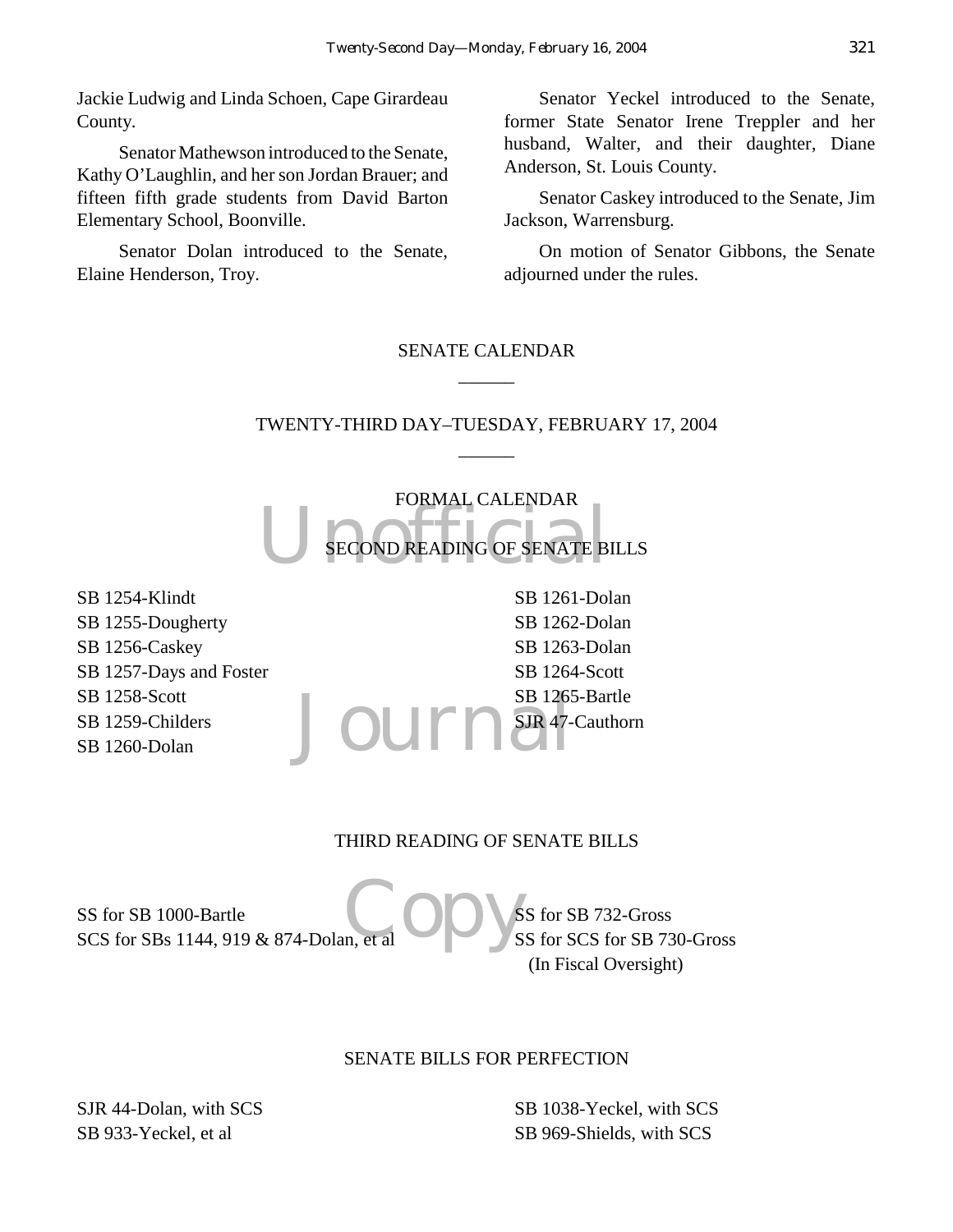Jackie Ludwig and Linda Schoen, Cape Girardeau County.

Senator Mathewson introduced to the Senate, Kathy O'Laughlin, and her son Jordan Brauer; and fifteen fifth grade students from David Barton Elementary School, Boonville.

Senator Dolan introduced to the Senate, Elaine Henderson, Troy.

Senator Yeckel introduced to the Senate, former State Senator Irene Treppler and her husband, Walter, and their daughter, Diane Anderson, St. Louis County.

Senator Caskey introduced to the Senate, Jim Jackson, Warrensburg.

On motion of Senator Gibbons, the Senate adjourned under the rules.

## SENATE CALENDAR

______

## TWENTY-THIRD DAY–TUESDAY, FEBRUARY 17, 2004

______

### FORMAL CALENDAR

### SECOND READING OF SENATE BILLS

SB 1254-Klindt
SB 1255-Dougherty
SB 1256-Caskey
SB 1257-Days and Foster
SB 1258-Scott
SB 1259-Childers
SB 1260-Dolan
SB 1261-Dolan
SB 1262-Dolan
SB 1263-Dolan
SB 1264-Scott
SB 1265-Bartle
SJR 47-Cauthorn

### THIRD READING OF SENATE BILLS

SS for SB 1000-Bartle
SCS for SBs 1144, 919 & 874-Dolan, et al
SS for SB 732-Gross
SS for SCS for SB 730-Gross
(In Fiscal Oversight)

### SENATE BILLS FOR PERFECTION

SJR 44-Dolan, with SCS
SB 933-Yeckel, et al
SB 1038-Yeckel, with SCS
SB 969-Shields, with SCS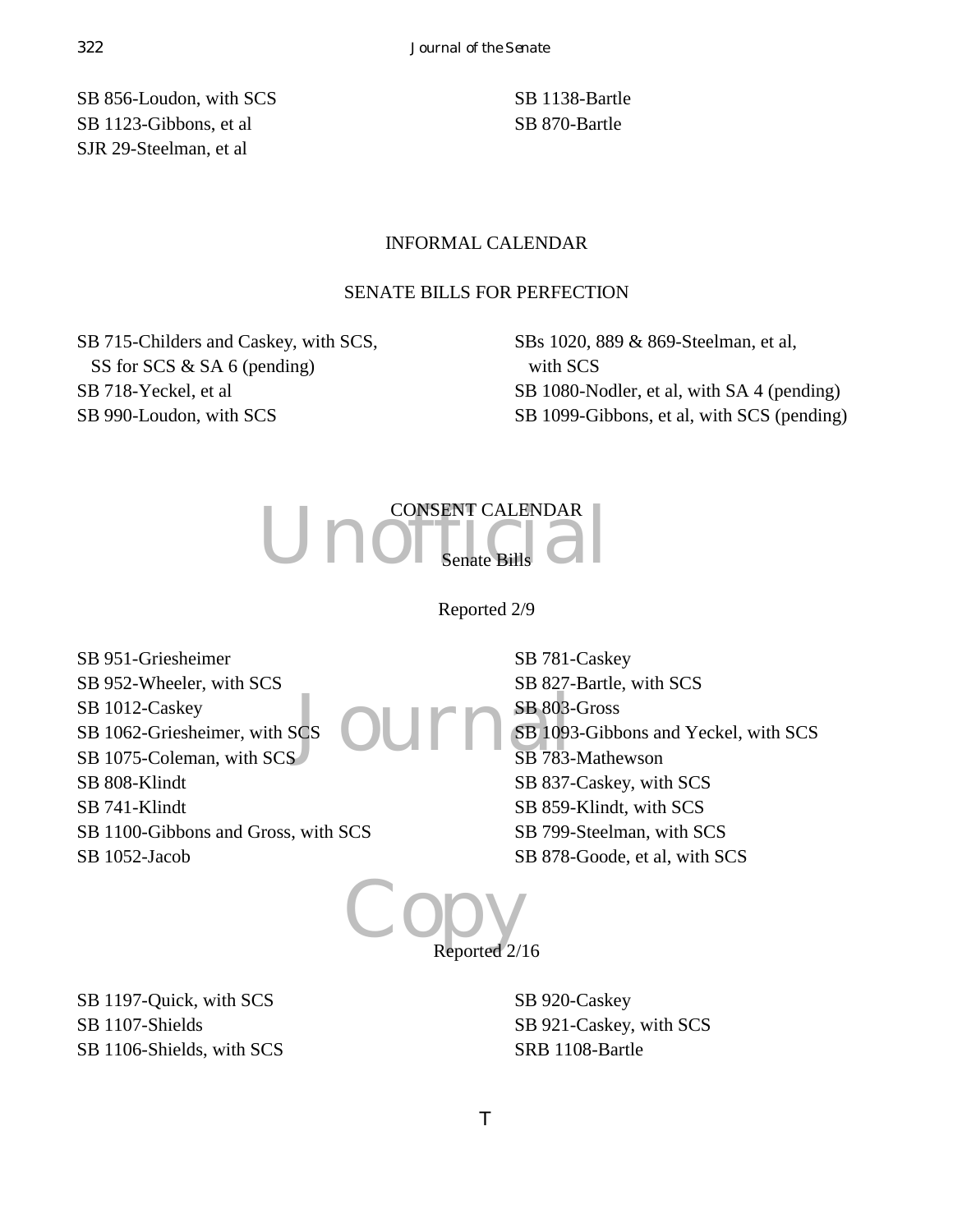SB 856-Loudon, with SCS
SB 1123-Gibbons, et al
SJR 29-Steelman, et al
SB 1138-Bartle
SB 870-Bartle

INFORMAL CALENDAR

SENATE BILLS FOR PERFECTION

SB 715-Childers and Caskey, with SCS, SS for SCS & SA 6 (pending)
SB 718-Yeckel, et al
SB 990-Loudon, with SCS
SBs 1020, 889 & 869-Steelman, et al, with SCS
SB 1080-Nodler, et al, with SA 4 (pending)
SB 1099-Gibbons, et al, with SCS (pending)

CONSENT CALENDAR

Senate Bills

Reported 2/9

SB 951-Griesheimer
SB 952-Wheeler, with SCS
SB 1012-Caskey
SB 1062-Griesheimer, with SCS
SB 1075-Coleman, with SCS
SB 808-Klindt
SB 741-Klindt
SB 1100-Gibbons and Gross, with SCS
SB 1052-Jacob
SB 781-Caskey
SB 827-Bartle, with SCS
SB 803-Gross
SB 1093-Gibbons and Yeckel, with SCS
SB 783-Mathewson
SB 837-Caskey, with SCS
SB 859-Klindt, with SCS
SB 799-Steelman, with SCS
SB 878-Goode, et al, with SCS

Reported 2/16

SB 1197-Quick, with SCS
SB 1107-Shields
SB 1106-Shields, with SCS
SB 920-Caskey
SB 921-Caskey, with SCS
SRB 1108-Bartle

T